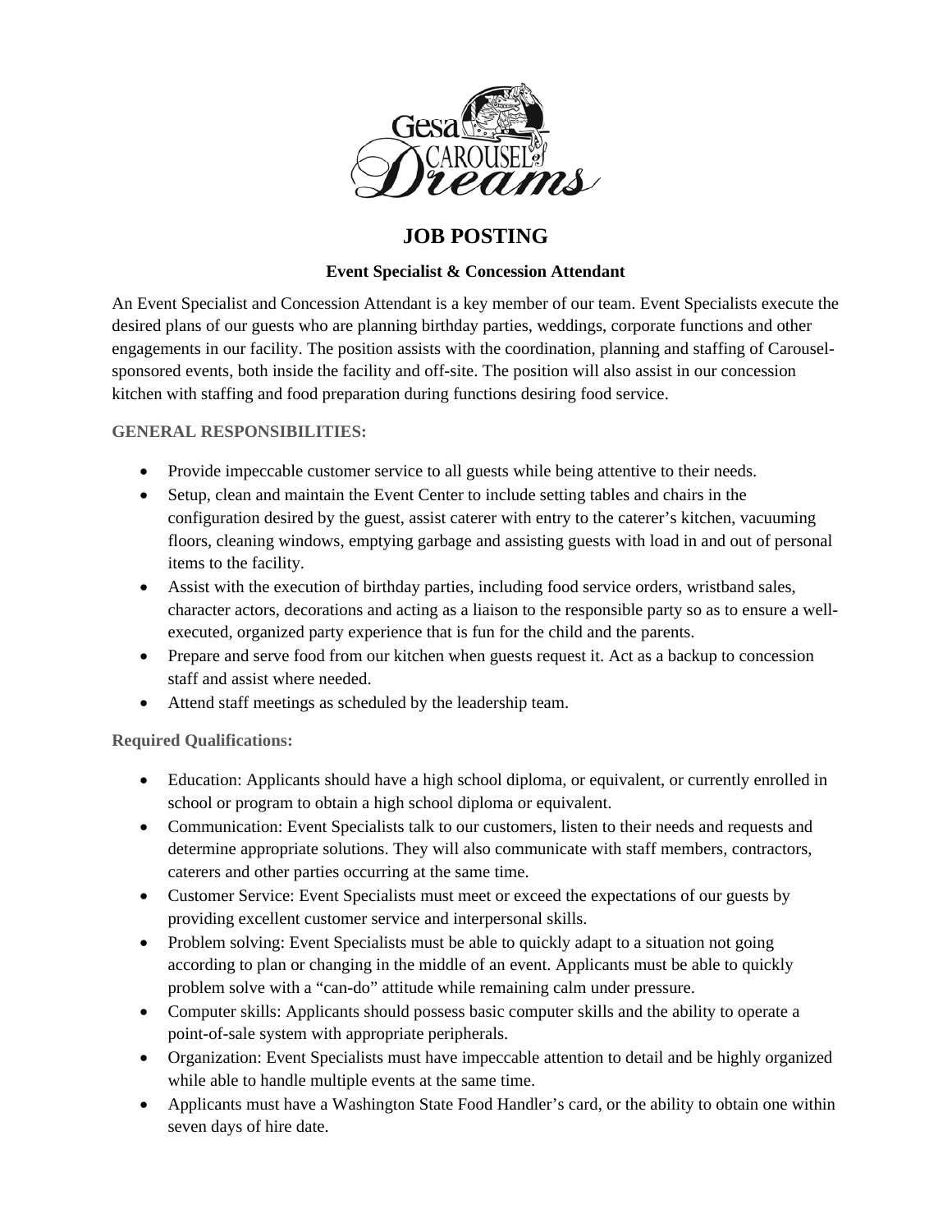# JOB POSTING

**Event Specialist & Concession Attendant**

An Event Specialist and Concession Attendant is a key member of our team. Event Specialists execute the desired plans of our guests who are planning birthday parties, weddings, corporate functions and other engagements in our facility. The position assists with the coordination, planning and staffing of Carousel-sponsored events, both inside the facility and off-site. The position will also assist in our concession kitchen with staffing and food preparation during functions desiring food service.

### GENERAL RESPONSIBILITIES:

- Provide impeccable customer service to all guests while being attentive to their needs.
- Setup, clean and maintain the Event Center to include setting tables and chairs in the configuration desired by the guest, assist caterer with entry to the caterer's kitchen, vacuuming floors, cleaning windows, emptying garbage and assisting guests with load in and out of personal items to the facility.
- Assist with the execution of birthday parties, including food service orders, wristband sales, character actors, decorations and acting as a liaison to the responsible party so as to ensure a well-executed, organized party experience that is fun for the child and the parents.
- Prepare and serve food from our kitchen when guests request it. Act as a backup to concession staff and assist where needed.
- Attend staff meetings as scheduled by the leadership team.

### Required Qualifications:

- Education: Applicants should have a high school diploma, or equivalent, or currently enrolled in school or program to obtain a high school diploma or equivalent.
- Communication: Event Specialists talk to our customers, listen to their needs and requests and determine appropriate solutions. They will also communicate with staff members, contractors, caterers and other parties occurring at the same time.
- Customer Service: Event Specialists must meet or exceed the expectations of our guests by providing excellent customer service and interpersonal skills.
- Problem solving: Event Specialists must be able to quickly adapt to a situation not going according to plan or changing in the middle of an event. Applicants must be able to quickly problem solve with a "can-do" attitude while remaining calm under pressure.
- Computer skills: Applicants should possess basic computer skills and the ability to operate a point-of-sale system with appropriate peripherals.
- Organization: Event Specialists must have impeccable attention to detail and be highly organized while able to handle multiple events at the same time.
- Applicants must have a Washington State Food Handler's card, or the ability to obtain one within seven days of hire date.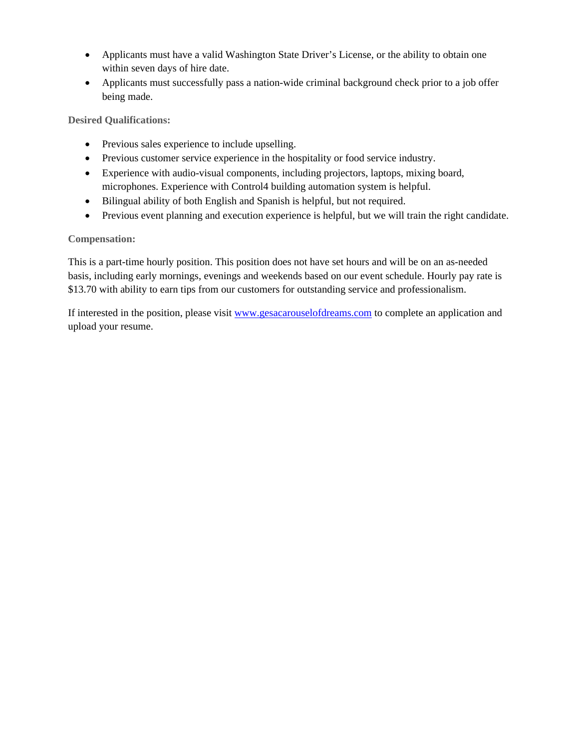- Applicants must have a valid Washington State Driver's License, or the ability to obtain one within seven days of hire date.
- Applicants must successfully pass a nation-wide criminal background check prior to a job offer being made.

**Desired Qualifications:**

- Previous sales experience to include upselling.
- Previous customer service experience in the hospitality or food service industry.
- Experience with audio-visual components, including projectors, laptops, mixing board, microphones. Experience with Control4 building automation system is helpful.
- Bilingual ability of both English and Spanish is helpful, but not required.
- Previous event planning and execution experience is helpful, but we will train the right candidate.

**Compensation:**

This is a part-time hourly position. This position does not have set hours and will be on an as-needed basis, including early mornings, evenings and weekends based on our event schedule. Hourly pay rate is $13.70 with ability to earn tips from our customers for outstanding service and professionalism.

If interested in the position, please visit [www.gesacarouselofdreams.com](http://www.gesacarouselofdreams.com) to complete an application and upload your resume.